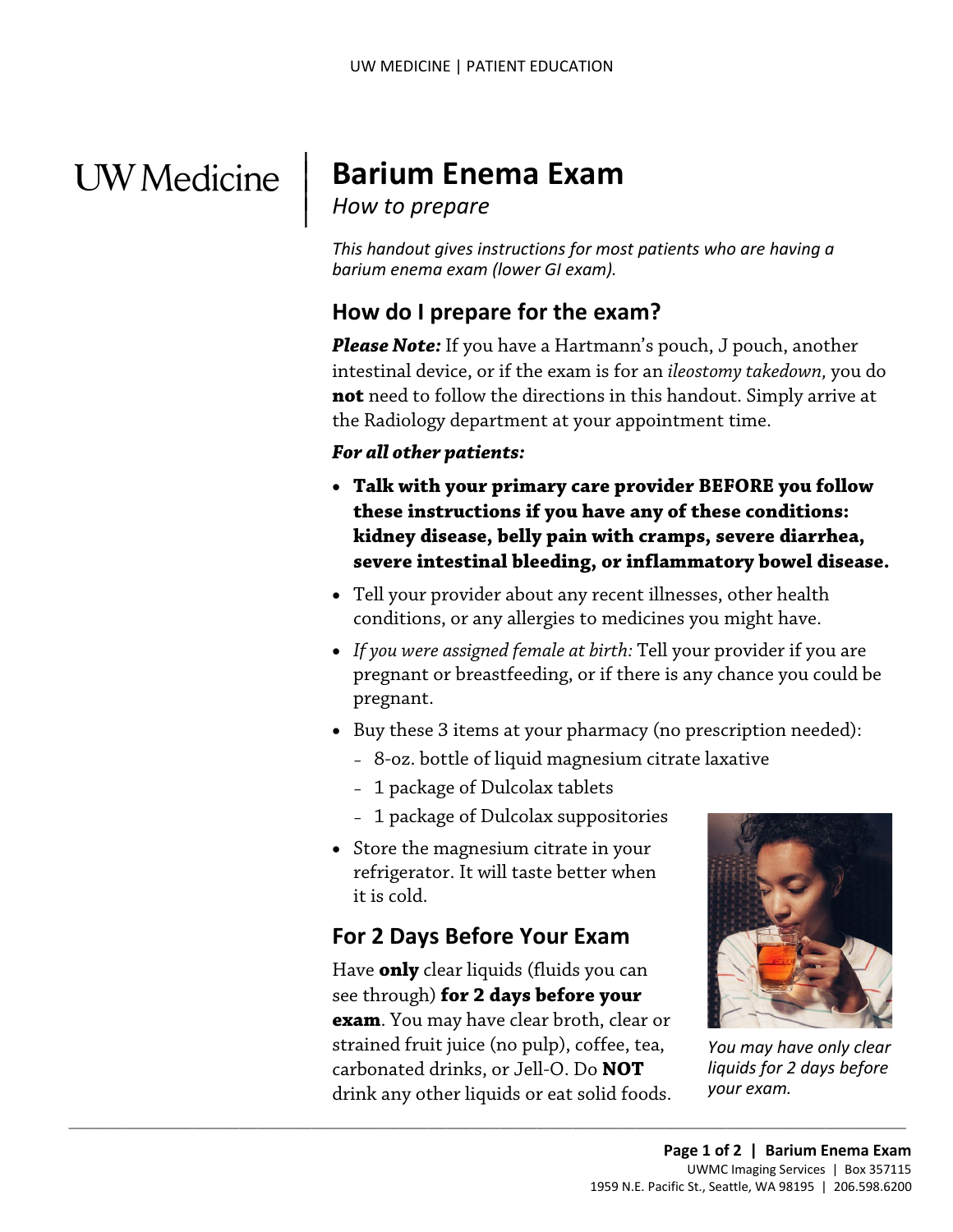# Barium Enema Exam

*How to prepare*

*This handout gives instructions for most patients who are having a barium enema exam (lower GI exam).*

## How do I prepare for the exam?

***Please Note:*** If you have a Hartmann's pouch, J pouch, another intestinal device, or if the exam is for an *ileostomy takedown,* you do **not** need to follow the directions in this handout. Simply arrive at the Radiology department at your appointment time.

***For all other patients:***

- **Talk with your primary care provider BEFORE you follow these instructions if you have any of these conditions: kidney disease, belly pain with cramps, severe diarrhea, severe intestinal bleeding, or inflammatory bowel disease.**
- Tell your provider about any recent illnesses, other health conditions, or any allergies to medicines you might have.
- *If you were assigned female at birth:* Tell your provider if you are pregnant or breastfeeding, or if there is any chance you could be pregnant.
- Buy these 3 items at your pharmacy (no prescription needed):
  - 8-oz. bottle of liquid magnesium citrate laxative
  - 1 package of Dulcolax tablets
  - 1 package of Dulcolax suppositories
- Store the magnesium citrate in your refrigerator. It will taste better when it is cold.

## For 2 Days Before Your Exam

Have **only** clear liquids (fluids you can see through) **for 2 days before your exam**. You may have clear broth, clear or strained fruit juice (no pulp), coffee, tea, carbonated drinks, or Jell-O. Do **NOT** drink any other liquids or eat solid foods.

*You may have only clear liquids for 2 days before your exam.*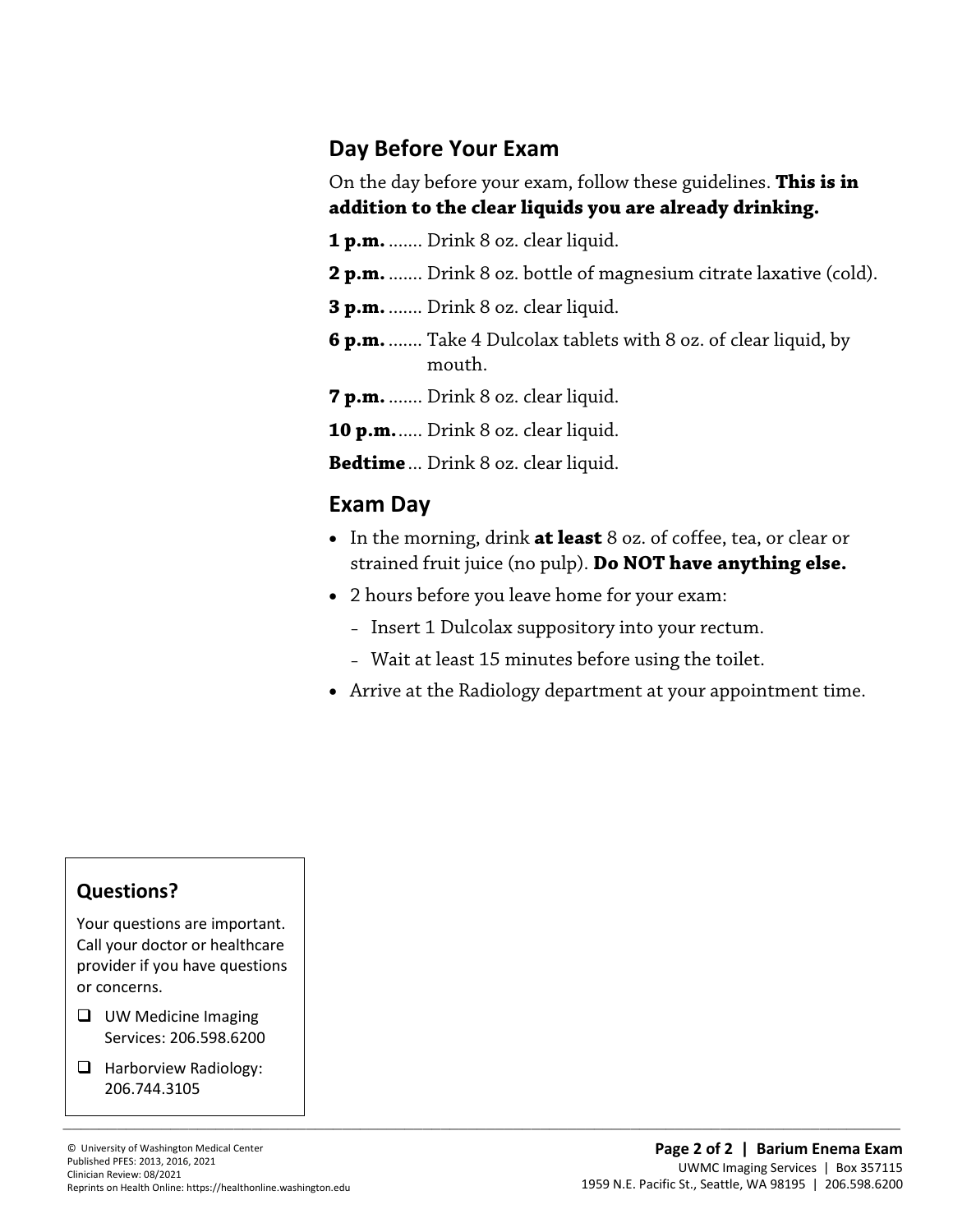## Day Before Your Exam

On the day before your exam, follow these guidelines. **This is in addition to the clear liquids you are already drinking.**

**1 p.m.** ....... Drink 8 oz. clear liquid.

**2 p.m.** ....... Drink 8 oz. bottle of magnesium citrate laxative (cold).

**3 p.m.** ....... Drink 8 oz. clear liquid.

**6 p.m.** ....... Take 4 Dulcolax tablets with 8 oz. of clear liquid, by mouth.

**7 p.m.** ....... Drink 8 oz. clear liquid.

**10 p.m.** ..... Drink 8 oz. clear liquid.

**Bedtime** ... Drink 8 oz. clear liquid.

## Exam Day

- In the morning, drink **at least** 8 oz. of coffee, tea, or clear or strained fruit juice (no pulp). **Do NOT have anything else.**
- 2 hours before you leave home for your exam:
  - Insert 1 Dulcolax suppository into your rectum.
  - Wait at least 15 minutes before using the toilet.
- Arrive at the Radiology department at your appointment time.

### Questions?

Your questions are important. Call your doctor or healthcare provider if you have questions or concerns.

- ❑ UW Medicine Imaging Services: 206.598.6200
- ❑ Harborview Radiology: 206.744.3105

© University of Washington Medical Center
Published PFES: 2013, 2016, 2021
Clinician Review: 08/2021
Reprints on Health Online: https://healthonline.washington.edu

**Barium Enema Exam**
UWMC Imaging Services | Box 357115
1959 N.E. Pacific St., Seattle, WA 98195 | 206.598.6200